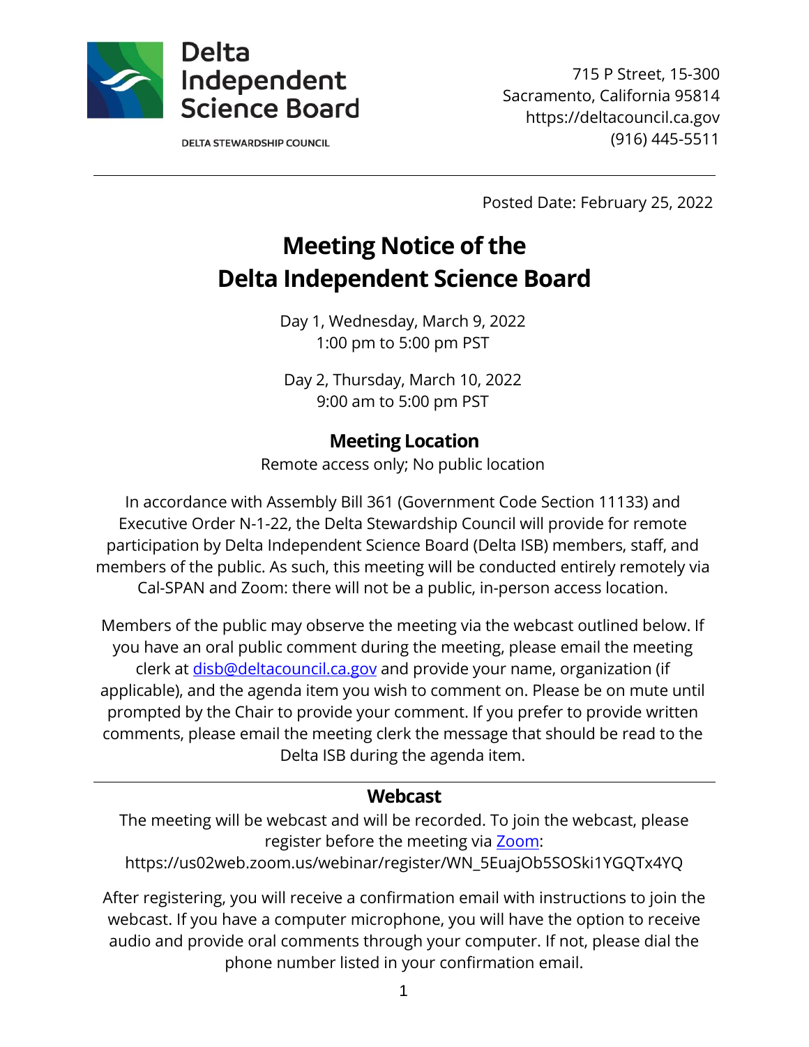**Delta Independent Science Board**

DELTA STEWARDSHIP COUNCIL

715 P Street, 15-300
Sacramento, California 95814
https://deltacouncil.ca.gov
(916) 445-5511

Posted Date: February 25, 2022

# Meeting Notice of the Delta Independent Science Board

Day 1, Wednesday, March 9, 2022
1:00 pm to 5:00 pm PST

Day 2, Thursday, March 10, 2022
9:00 am to 5:00 pm PST

## Meeting Location

Remote access only; No public location

In accordance with Assembly Bill 361 (Government Code Section 11133) and Executive Order N-1-22, the Delta Stewardship Council will provide for remote participation by Delta Independent Science Board (Delta ISB) members, staff, and members of the public. As such, this meeting will be conducted entirely remotely via Cal-SPAN and Zoom: there will not be a public, in-person access location.

Members of the public may observe the meeting via the webcast outlined below. If you have an oral public comment during the meeting, please email the meeting clerk at disb@deltacouncil.ca.gov and provide your name, organization (if applicable), and the agenda item you wish to comment on. Please be on mute until prompted by the Chair to provide your comment. If you prefer to provide written comments, please email the meeting clerk the message that should be read to the Delta ISB during the agenda item.

## Webcast

The meeting will be webcast and will be recorded. To join the webcast, please register before the meeting via Zoom:
https://us02web.zoom.us/webinar/register/WN_5EuajOb5SOSki1YGQTx4YQ

After registering, you will receive a confirmation email with instructions to join the webcast. If you have a computer microphone, you will have the option to receive audio and provide oral comments through your computer. If not, please dial the phone number listed in your confirmation email.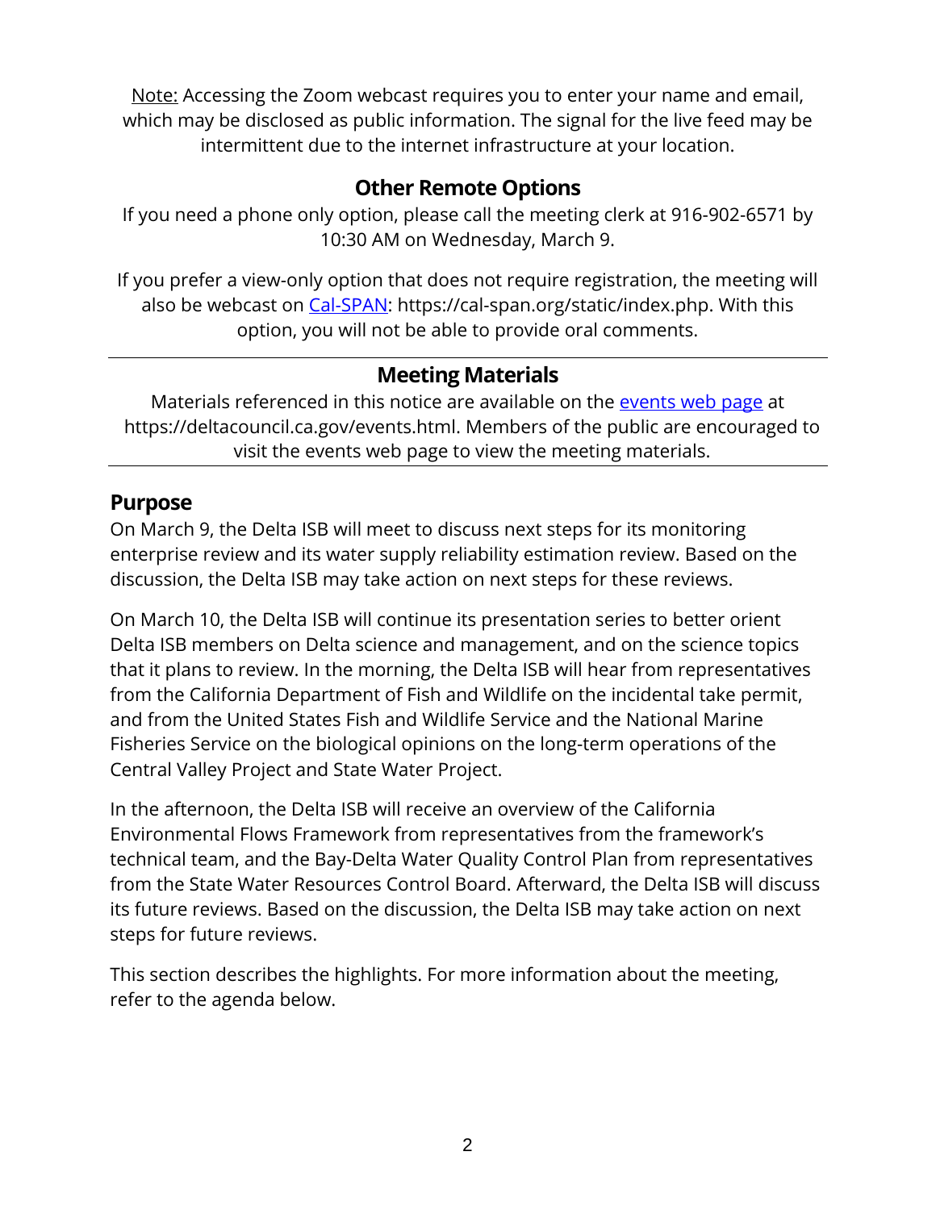Note: Accessing the Zoom webcast requires you to enter your name and email, which may be disclosed as public information. The signal for the live feed may be intermittent due to the internet infrastructure at your location.

## Other Remote Options

If you need a phone only option, please call the meeting clerk at 916-902-6571 by 10:30 AM on Wednesday, March 9.

If you prefer a view-only option that does not require registration, the meeting will also be webcast on [Cal-SPAN](https://cal-span.org/static/index.php): https://cal-span.org/static/index.php. With this option, you will not be able to provide oral comments.

---

## Meeting Materials

Materials referenced in this notice are available on the [events web page](https://deltacouncil.ca.gov/events.html) at https://deltacouncil.ca.gov/events.html. Members of the public are encouraged to visit the events web page to view the meeting materials.

---

## Purpose

On March 9, the Delta ISB will meet to discuss next steps for its monitoring enterprise review and its water supply reliability estimation review. Based on the discussion, the Delta ISB may take action on next steps for these reviews.

On March 10, the Delta ISB will continue its presentation series to better orient Delta ISB members on Delta science and management, and on the science topics that it plans to review. In the morning, the Delta ISB will hear from representatives from the California Department of Fish and Wildlife on the incidental take permit, and from the United States Fish and Wildlife Service and the National Marine Fisheries Service on the biological opinions on the long-term operations of the Central Valley Project and State Water Project.

In the afternoon, the Delta ISB will receive an overview of the California Environmental Flows Framework from representatives from the framework's technical team, and the Bay-Delta Water Quality Control Plan from representatives from the State Water Resources Control Board. Afterward, the Delta ISB will discuss its future reviews. Based on the discussion, the Delta ISB may take action on next steps for future reviews.

This section describes the highlights. For more information about the meeting, refer to the agenda below.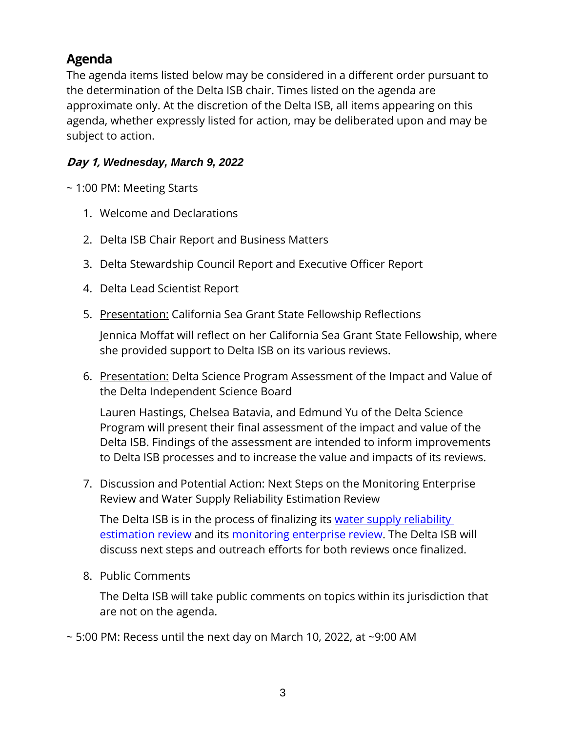## Agenda

The agenda items listed below may be considered in a different order pursuant to the determination of the Delta ISB chair. Times listed on the agenda are approximate only. At the discretion of the Delta ISB, all items appearing on this agenda, whether expressly listed for action, may be deliberated upon and may be subject to action.

### *Day 1, Wednesday, March 9, 2022*

~ 1:00 PM: Meeting Starts

1. Welcome and Declarations

2. Delta ISB Chair Report and Business Matters

3. Delta Stewardship Council Report and Executive Officer Report

4. Delta Lead Scientist Report

5. <u>Presentation:</u> California Sea Grant State Fellowship Reflections

   Jennica Moffat will reflect on her California Sea Grant State Fellowship, where she provided support to Delta ISB on its various reviews.

6. <u>Presentation:</u> Delta Science Program Assessment of the Impact and Value of the Delta Independent Science Board

   Lauren Hastings, Chelsea Batavia, and Edmund Yu of the Delta Science Program will present their final assessment of the impact and value of the Delta ISB. Findings of the assessment are intended to inform improvements to Delta ISB processes and to increase the value and impacts of its reviews.

7. Discussion and Potential Action: Next Steps on the Monitoring Enterprise Review and Water Supply Reliability Estimation Review

   The Delta ISB is in the process of finalizing its water supply reliability estimation review and its monitoring enterprise review. The Delta ISB will discuss next steps and outreach efforts for both reviews once finalized.

8. Public Comments

   The Delta ISB will take public comments on topics within its jurisdiction that are not on the agenda.

~ 5:00 PM: Recess until the next day on March 10, 2022, at ~9:00 AM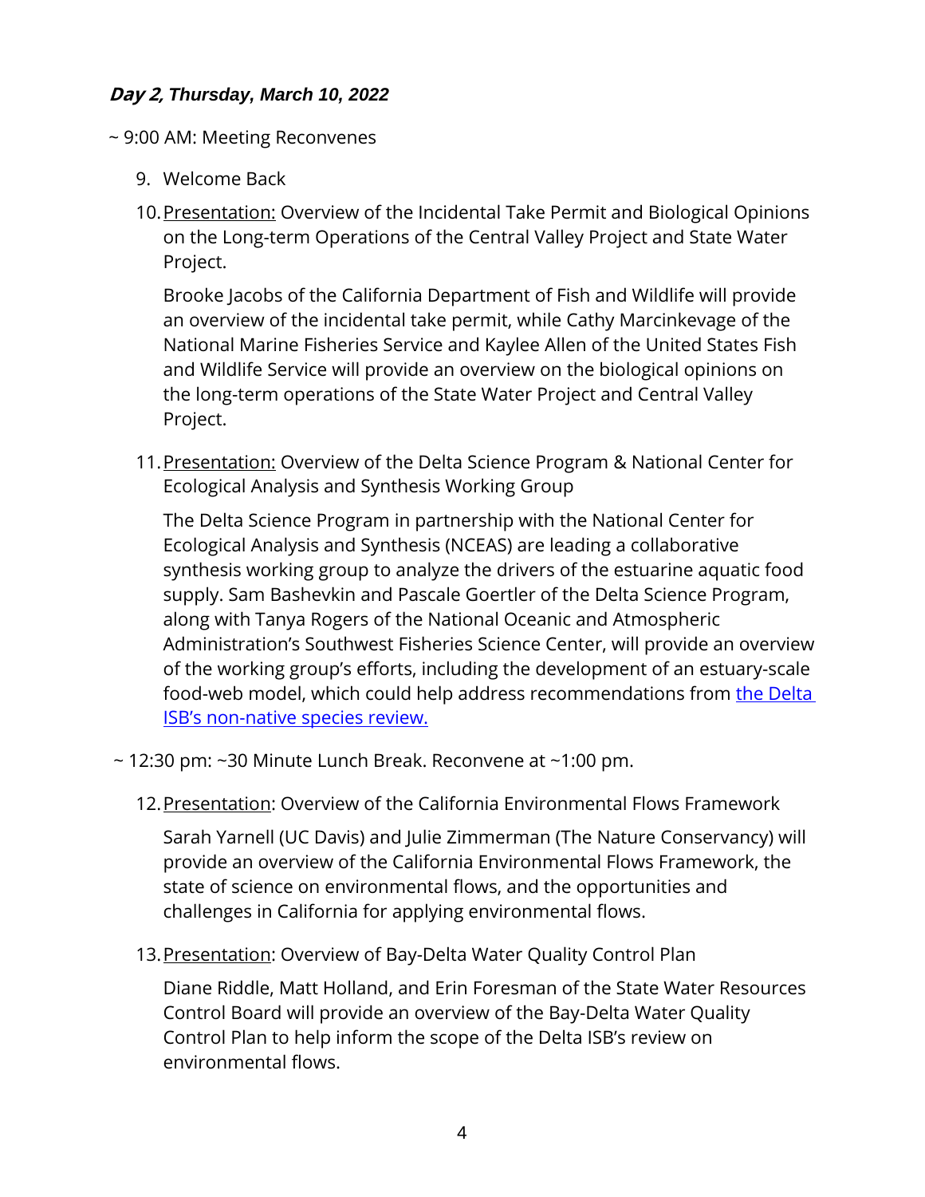### ***Day 2, Thursday, March 10, 2022***

~ 9:00 AM: Meeting Reconvenes

9. Welcome Back

10. Presentation: Overview of the Incidental Take Permit and Biological Opinions on the Long-term Operations of the Central Valley Project and State Water Project.

    Brooke Jacobs of the California Department of Fish and Wildlife will provide an overview of the incidental take permit, while Cathy Marcinkevage of the National Marine Fisheries Service and Kaylee Allen of the United States Fish and Wildlife Service will provide an overview on the biological opinions on the long-term operations of the State Water Project and Central Valley Project.

11. Presentation: Overview of the Delta Science Program & National Center for Ecological Analysis and Synthesis Working Group

    The Delta Science Program in partnership with the National Center for Ecological Analysis and Synthesis (NCEAS) are leading a collaborative synthesis working group to analyze the drivers of the estuarine aquatic food supply. Sam Bashevkin and Pascale Goertler of the Delta Science Program, along with Tanya Rogers of the National Oceanic and Atmospheric Administration's Southwest Fisheries Science Center, will provide an overview of the working group's efforts, including the development of an estuary-scale food-web model, which could help address recommendations from the Delta ISB's non-native species review.

~ 12:30 pm: ~30 Minute Lunch Break. Reconvene at ~1:00 pm.

12. Presentation: Overview of the California Environmental Flows Framework

    Sarah Yarnell (UC Davis) and Julie Zimmerman (The Nature Conservancy) will provide an overview of the California Environmental Flows Framework, the state of science on environmental flows, and the opportunities and challenges in California for applying environmental flows.

13. Presentation: Overview of Bay-Delta Water Quality Control Plan

    Diane Riddle, Matt Holland, and Erin Foresman of the State Water Resources Control Board will provide an overview of the Bay-Delta Water Quality Control Plan to help inform the scope of the Delta ISB's review on environmental flows.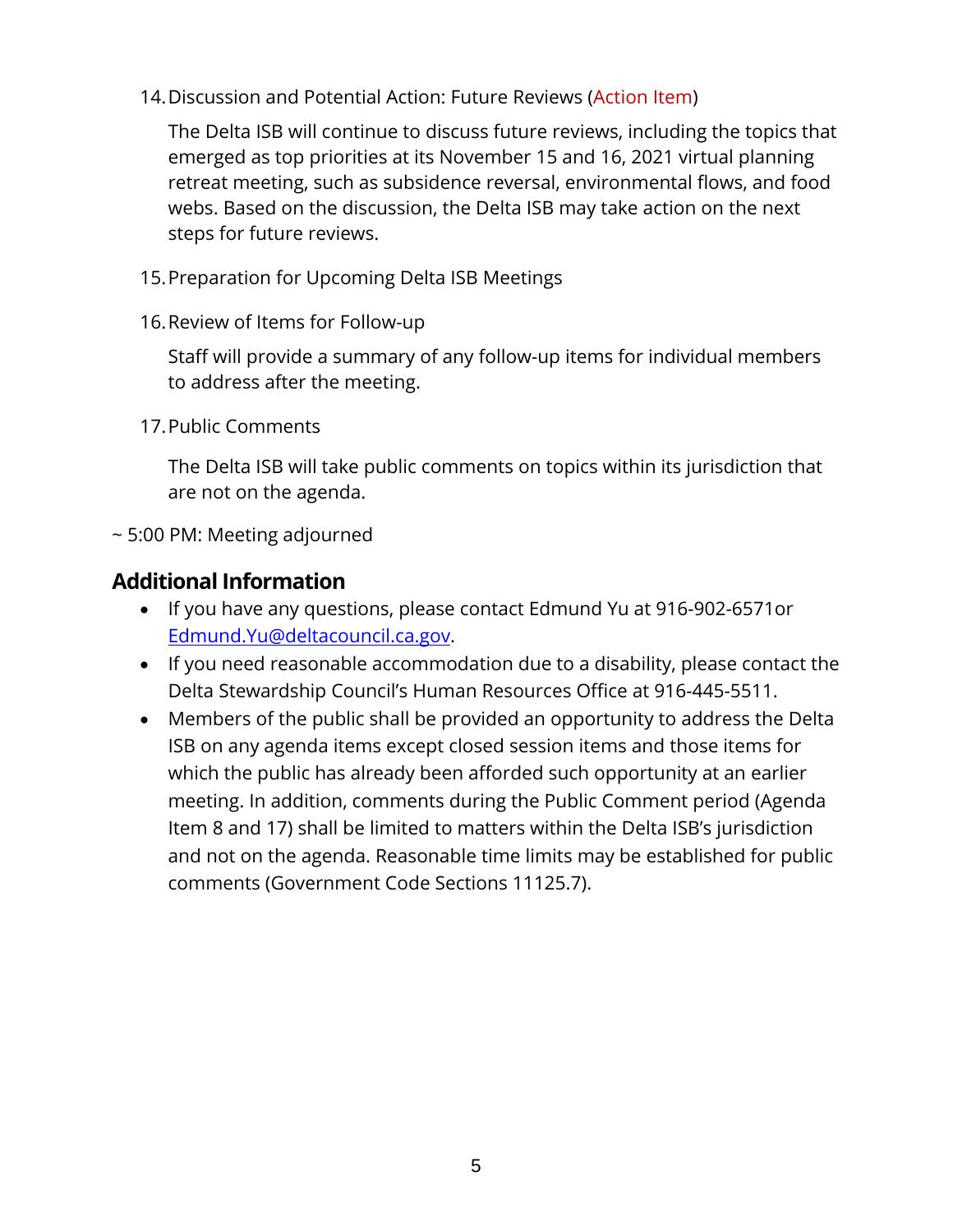14. Discussion and Potential Action: Future Reviews (Action Item)

    The Delta ISB will continue to discuss future reviews, including the topics that emerged as top priorities at its November 15 and 16, 2021 virtual planning retreat meeting, such as subsidence reversal, environmental flows, and food webs. Based on the discussion, the Delta ISB may take action on the next steps for future reviews.

15. Preparation for Upcoming Delta ISB Meetings

16. Review of Items for Follow-up

    Staff will provide a summary of any follow-up items for individual members to address after the meeting.

17. Public Comments

    The Delta ISB will take public comments on topics within its jurisdiction that are not on the agenda.

~ 5:00 PM: Meeting adjourned

## Additional Information

- If you have any questions, please contact Edmund Yu at 916-902-6571or Edmund.Yu@deltacouncil.ca.gov.
- If you need reasonable accommodation due to a disability, please contact the Delta Stewardship Council's Human Resources Office at 916-445-5511.
- Members of the public shall be provided an opportunity to address the Delta ISB on any agenda items except closed session items and those items for which the public has already been afforded such opportunity at an earlier meeting. In addition, comments during the Public Comment period (Agenda Item 8 and 17) shall be limited to matters within the Delta ISB's jurisdiction and not on the agenda. Reasonable time limits may be established for public comments (Government Code Sections 11125.7).